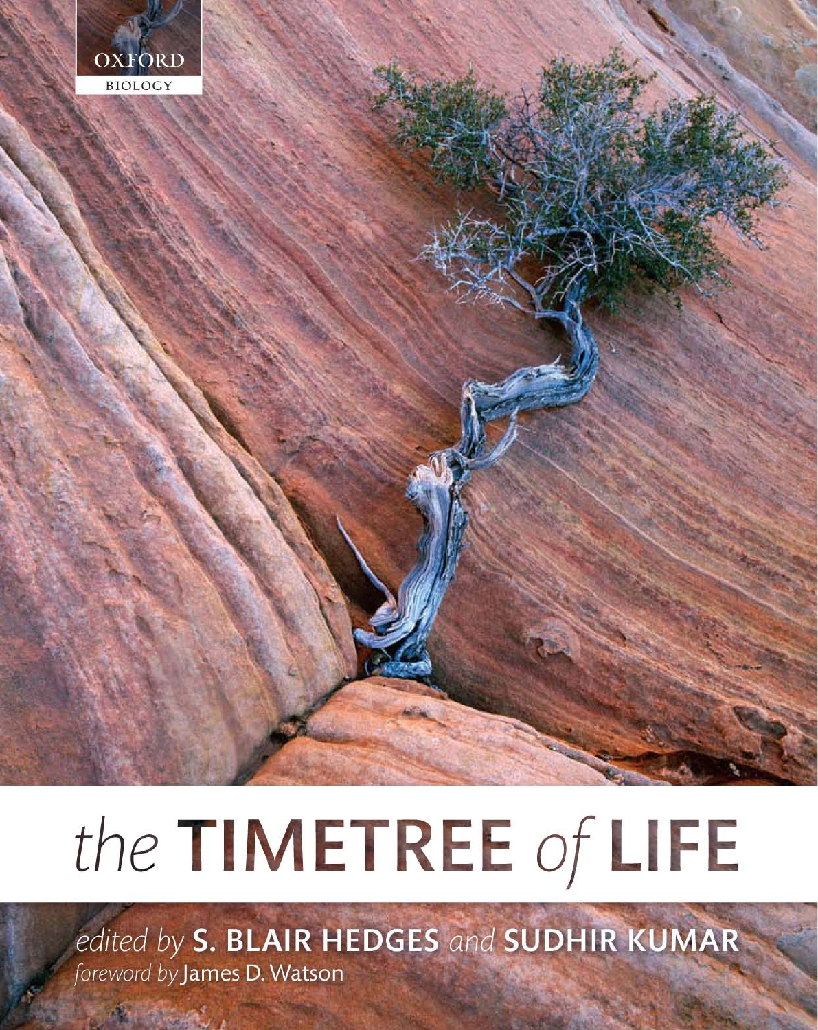OXFORD

BIOLOGY

# the TIMETREE of LIFE

*edited by* **S. BLAIR HEDGES** *and* **SUDHIR KUMAR**

*foreword by* James D. Watson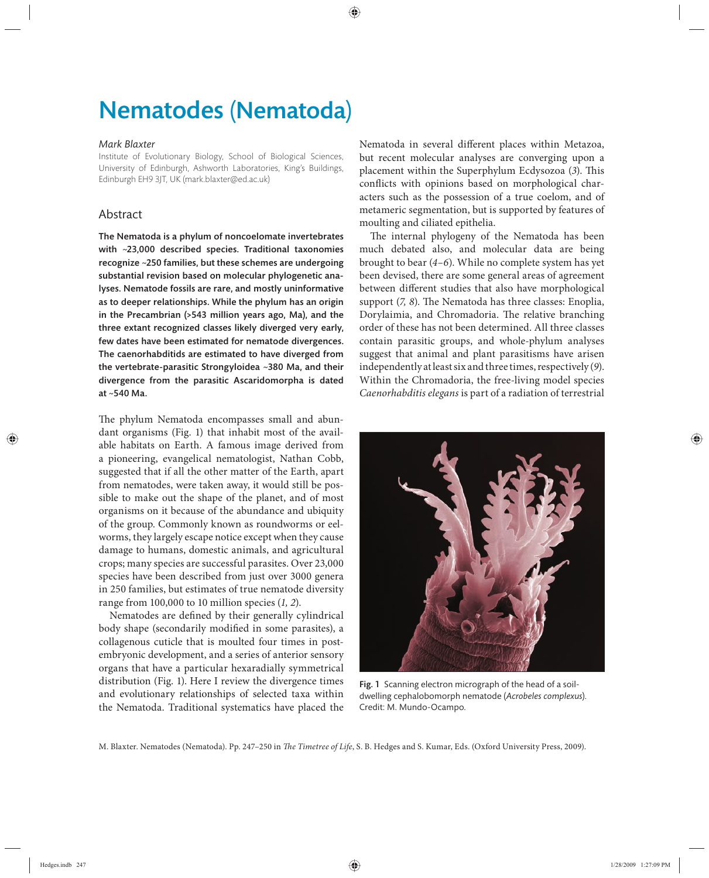# Nematodes (Nematoda)

*Mark Blaxter*

Institute of Evolutionary Biology, School of Biological Sciences, University of Edinburgh, Ashworth Laboratories, King's Buildings, Edinburgh EH9 3JT, UK (mark.blaxter@ed.ac.uk)

## Abstract

**The Nematoda is a phylum of noncoelomate invertebrates with ~23,000 described species. Traditional taxonomies recognize ~250 families, but these schemes are undergoing substantial revision based on molecular phylogenetic analyses. Nematode fossils are rare, and mostly uninformative as to deeper relationships. While the phylum has an origin in the Precambrian (>543 million years ago, Ma), and the three extant recognized classes likely diverged very early, few dates have been estimated for nematode divergences. The caenorhabditids are estimated to have diverged from the vertebrate-parasitic Strongyloidea ~380 Ma, and their divergence from the parasitic Ascaridomorpha is dated at ~540 Ma.**

The phylum Nematoda encompasses small and abundant organisms (Fig. 1) that inhabit most of the available habitats on Earth. A famous image derived from a pioneering, evangelical nematologist, Nathan Cobb, suggested that if all the other matter of the Earth, apart from nematodes, were taken away, it would still be possible to make out the shape of the planet, and of most organisms on it because of the abundance and ubiquity of the group. Commonly known as roundworms or eelworms, they largely escape notice except when they cause damage to humans, domestic animals, and agricultural crops; many species are successful parasites. Over 23,000 species have been described from just over 3000 genera in 250 families, but estimates of true nematode diversity range from 100,000 to 10 million species (*1, 2*).

Nematodes are defined by their generally cylindrical body shape (secondarily modified in some parasites), a collagenous cuticle that is moulted four times in postembryonic development, and a series of anterior sensory organs that have a particular hexaradially symmetrical distribution (Fig. 1). Here I review the divergence times and evolutionary relationships of selected taxa within the Nematoda. Traditional systematics have placed the Nematoda in several different places within Metazoa, but recent molecular analyses are converging upon a placement within the Superphylum Ecdysozoa (*3*). This conflicts with opinions based on morphological characters such as the possession of a true coelom, and of metameric segmentation, but is supported by features of moulting and ciliated epithelia.

The internal phylogeny of the Nematoda has been much debated also, and molecular data are being brought to bear (*4–6*). While no complete system has yet been devised, there are some general areas of agreement between different studies that also have morphological support (*7, 8*). The Nematoda has three classes: Enoplia, Dorylaimia, and Chromadoria. The relative branching order of these has not been determined. All three classes contain parasitic groups, and whole-phylum analyses suggest that animal and plant parasitisms have arisen independently at least six and three times, respectively (*9*). Within the Chromadoria, the free-living model species *Caenorhabditis elegans* is part of a radiation of terrestrial

**Fig. 1** Scanning electron micrograph of the head of a soil-dwelling cephalobomorph nematode (*Acrobeles complexus*). Credit: M. Mundo-Ocampo.

M. Blaxter. Nematodes (Nematoda). Pp. 247–250 in *The Timetree of Life*, S. B. Hedges and S. Kumar, Eds. (Oxford University Press, 2009).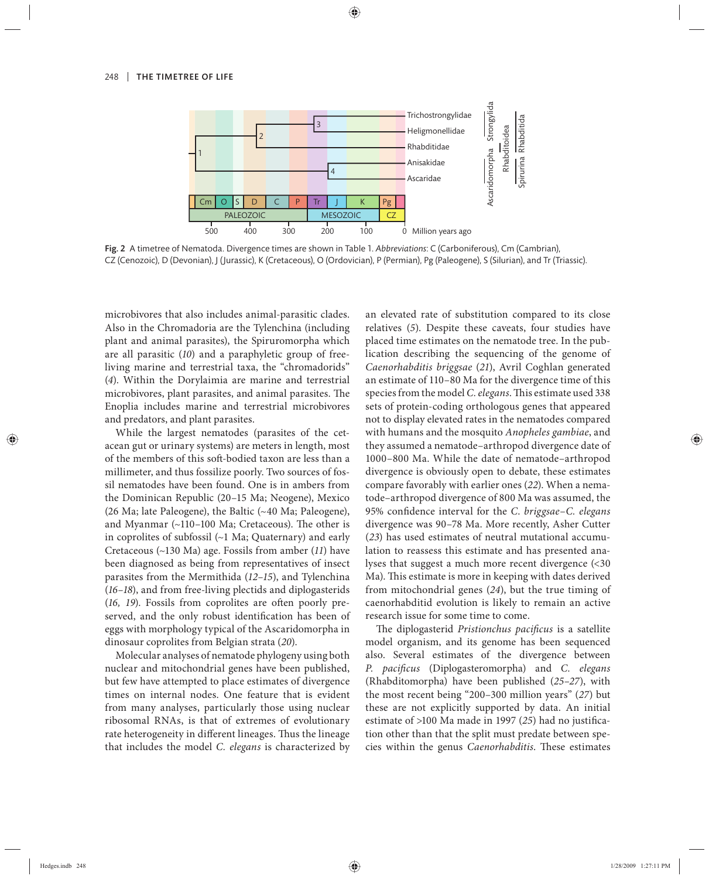Fig. 2 A timetree of Nematoda. Divergence times are shown in Table 1. *Abbreviations*: C (Carboniferous), Cm (Cambrian), CZ (Cenozoic), D (Devonian), J (Jurassic), K (Cretaceous), O (Ordovician), P (Permian), Pg (Paleogene), S (Silurian), and Tr (Triassic).

microbivores that also includes animal-parasitic clades. Also in the Chromadoria are the Tylenchina (including plant and animal parasites), the Spiruromorpha which are all parasitic (*10*) and a paraphyletic group of free-living marine and terrestrial taxa, the "chromadorids" (*4*). Within the Dorylaimia are marine and terrestrial microbivores, plant parasites, and animal parasites. The Enoplia includes marine and terrestrial microbivores and predators, and plant parasites.

While the largest nematodes (parasites of the cetacean gut or urinary systems) are meters in length, most of the members of this soft-bodied taxon are less than a millimeter, and thus fossilize poorly. Two sources of fossil nematodes have been found. One is in ambers from the Dominican Republic (20–15 Ma; Neogene), Mexico (26 Ma; late Paleogene), the Baltic (~40 Ma; Paleogene), and Myanmar (~110–100 Ma; Cretaceous). The other is in coprolites of subfossil (~1 Ma; Quaternary) and early Cretaceous (~130 Ma) age. Fossils from amber (*11*) have been diagnosed as being from representatives of insect parasites from the Mermithida (*12–15*), and Tylenchina (*16–18*), and from free-living plectids and diplogasterids (*16, 19*). Fossils from coprolites are often poorly preserved, and the only robust identification has been of eggs with morphology typical of the Ascaridomorpha in dinosaur coprolites from Belgian strata (*20*).

Molecular analyses of nematode phylogeny using both nuclear and mitochondrial genes have been published, but few have attempted to place estimates of divergence times on internal nodes. One feature that is evident from many analyses, particularly those using nuclear ribosomal RNAs, is that of extremes of evolutionary rate heterogeneity in different lineages. Thus the lineage that includes the model *C. elegans* is characterized by an elevated rate of substitution compared to its close relatives (*5*). Despite these caveats, four studies have placed time estimates on the nematode tree. In the publication describing the sequencing of the genome of *Caenorhabditis briggsae* (*21*), Avril Coghlan generated an estimate of 110–80 Ma for the divergence time of this species from the model *C. elegans*. This estimate used 338 sets of protein-coding orthologous genes that appeared not to display elevated rates in the nematodes compared with humans and the mosquito *Anopheles gambiae*, and they assumed a nematode–arthropod divergence date of 1000–800 Ma. While the date of nematode–arthropod divergence is obviously open to debate, these estimates compare favorably with earlier ones (*22*). When a nematode–arthropod divergence of 800 Ma was assumed, the 95% confidence interval for the *C. briggsae*–*C. elegans* divergence was 90–78 Ma. More recently, Asher Cutter (*23*) has used estimates of neutral mutational accumulation to reassess this estimate and has presented analyses that suggest a much more recent divergence (<30 Ma). This estimate is more in keeping with dates derived from mitochondrial genes (*24*), but the true timing of caenorhabditid evolution is likely to remain an active research issue for some time to come.

The diplogasterid *Pristionchus pacificus* is a satellite model organism, and its genome has been sequenced also. Several estimates of the divergence between *P. pacificus* (Diplogasteromorpha) and *C. elegans* (Rhabditomorpha) have been published (*25–27*), with the most recent being "200–300 million years" (*27*) but these are not explicitly supported by data. An initial estimate of >100 Ma made in 1997 (*25*) had no justification other than that the split must predate between species within the genus *Caenorhabditis*. These estimates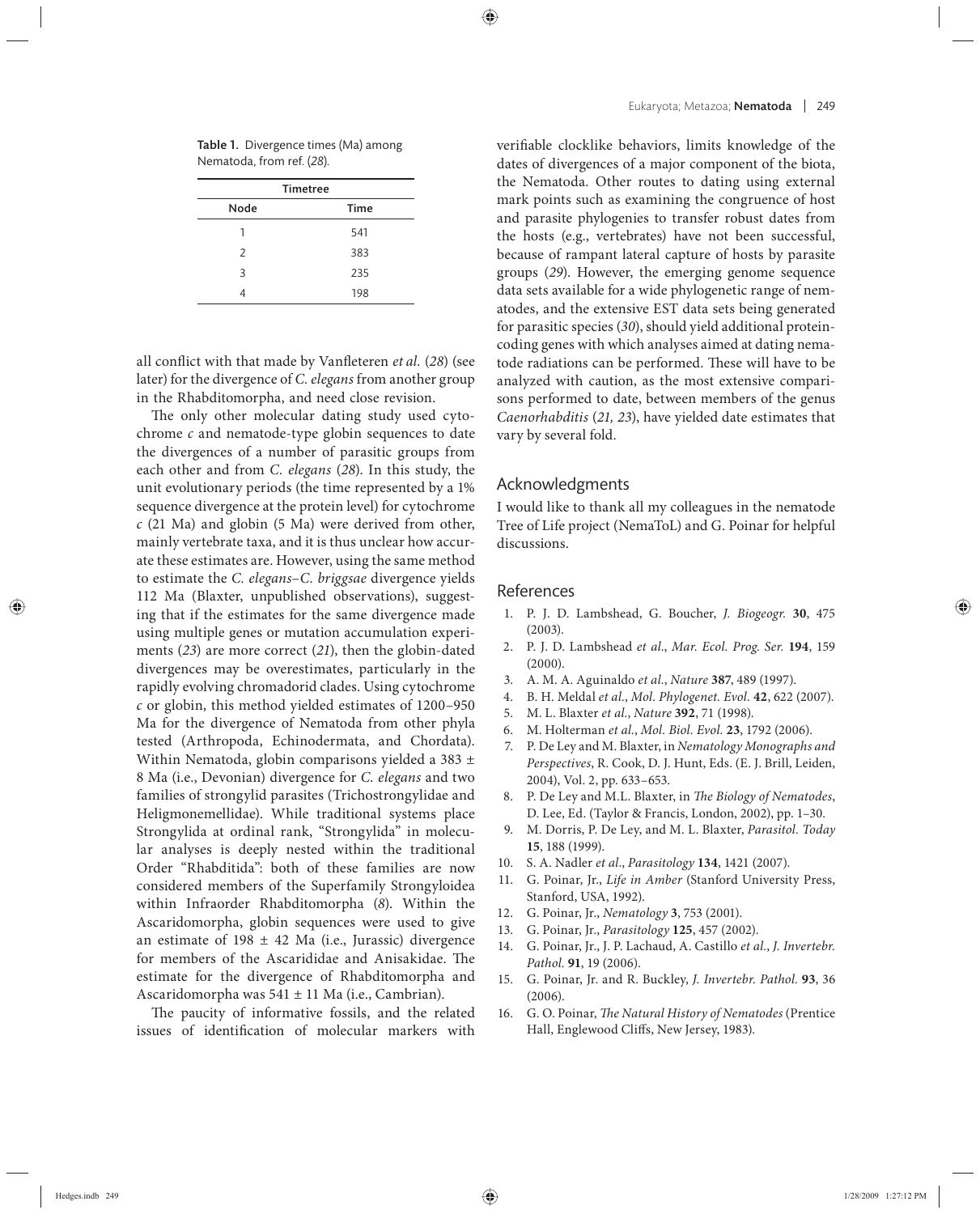Table 1. Divergence times (Ma) among Nematoda, from ref. (*28*).

| Timetree | |
|---|---|
| Node | Time |
| 1 | 541 |
| 2 | 383 |
| 3 | 235 |
| 4 | 198 |

all conflict with that made by Vanfleteren *et al.* (*28*) (see later) for the divergence of *C. elegans* from another group in the Rhabditomorpha, and need close revision.

The only other molecular dating study used cytochrome *c* and nematode-type globin sequences to date the divergences of a number of parasitic groups from each other and from *C. elegans* (*28*). In this study, the unit evolutionary periods (the time represented by a 1% sequence divergence at the protein level) for cytochrome *c* (21 Ma) and globin (5 Ma) were derived from other, mainly vertebrate taxa, and it is thus unclear how accurate these estimates are. However, using the same method to estimate the *C. elegans*–*C. briggsae* divergence yields 112 Ma (Blaxter, unpublished observations), suggesting that if the estimates for the same divergence made using multiple genes or mutation accumulation experiments (*23*) are more correct (*21*), then the globin-dated divergences may be overestimates, particularly in the rapidly evolving chromadorid clades. Using cytochrome *c* or globin, this method yielded estimates of 1200–950 Ma for the divergence of Nematoda from other phyla tested (Arthropoda, Echinodermata, and Chordata). Within Nematoda, globin comparisons yielded a 383 ± 8 Ma (i.e., Devonian) divergence for *C. elegans* and two families of strongylid parasites (Trichostrongylidae and Heligmonemellidae). While traditional systems place Strongylida at ordinal rank, "Strongylida" in molecular analyses is deeply nested within the traditional Order "Rhabditida": both of these families are now considered members of the Superfamily Strongyloidea within Infraorder Rhabditomorpha (*8*). Within the Ascaridomorpha, globin sequences were used to give an estimate of 198 ± 42 Ma (i.e., Jurassic) divergence for members of the Ascarididae and Anisakidae. The estimate for the divergence of Rhabditomorpha and Ascaridomorpha was 541 ± 11 Ma (i.e., Cambrian).

The paucity of informative fossils, and the related issues of identification of molecular markers with verifiable clocklike behaviors, limits knowledge of the dates of divergences of a major component of the biota, the Nematoda. Other routes to dating using external mark points such as examining the congruence of host and parasite phylogenies to transfer robust dates from the hosts (e.g., vertebrates) have not been successful, because of rampant lateral capture of hosts by parasite groups (*29*). However, the emerging genome sequence data sets available for a wide phylogenetic range of nematodes, and the extensive EST data sets being generated for parasitic species (*30*), should yield additional protein-coding genes with which analyses aimed at dating nematode radiations can be performed. These will have to be analyzed with caution, as the most extensive comparisons performed to date, between members of the genus *Caenorhabditis* (*21, 23*), have yielded date estimates that vary by several fold.

## Acknowledgments

I would like to thank all my colleagues in the nematode Tree of Life project (NemaToL) and G. Poinar for helpful discussions.

## References

1. P. J. D. Lambshead, G. Boucher, *J. Biogeogr.* **30**, 475 (2003).
2. P. J. D. Lambshead *et al.*, *Mar. Ecol. Prog. Ser.* **194**, 159 (2000).
3. A. M. A. Aguinaldo *et al.*, *Nature* **387**, 489 (1997).
4. B. H. Meldal *et al.*, *Mol. Phylogenet. Evol.* **42**, 622 (2007).
5. M. L. Blaxter *et al.*, *Nature* **392**, 71 (1998).
6. M. Holterman *et al.*, *Mol. Biol. Evol.* **23**, 1792 (2006).
7. P. De Ley and M. Blaxter, in *Nematology Monographs and Perspectives*, R. Cook, D. J. Hunt, Eds. (E. J. Brill, Leiden, 2004), Vol. 2, pp. 633–653.
8. P. De Ley and M.L. Blaxter, in *The Biology of Nematodes*, D. Lee, Ed. (Taylor & Francis, London, 2002), pp. 1–30.
9. M. Dorris, P. De Ley, and M. L. Blaxter, *Parasitol. Today* **15**, 188 (1999).
10. S. A. Nadler *et al.*, *Parasitology* **134**, 1421 (2007).
11. G. Poinar, Jr., *Life in Amber* (Stanford University Press, Stanford, USA, 1992).
12. G. Poinar, Jr., *Nematology* **3**, 753 (2001).
13. G. Poinar, Jr., *Parasitology* **125**, 457 (2002).
14. G. Poinar, Jr., J. P. Lachaud, A. Castillo *et al.*, *J. Invertebr. Pathol.* **91**, 19 (2006).
15. G. Poinar, Jr. and R. Buckley, *J. Invertebr. Pathol.* **93**, 36 (2006).
16. G. O. Poinar, *The Natural History of Nematodes* (Prentice Hall, Englewood Cliffs, New Jersey, 1983).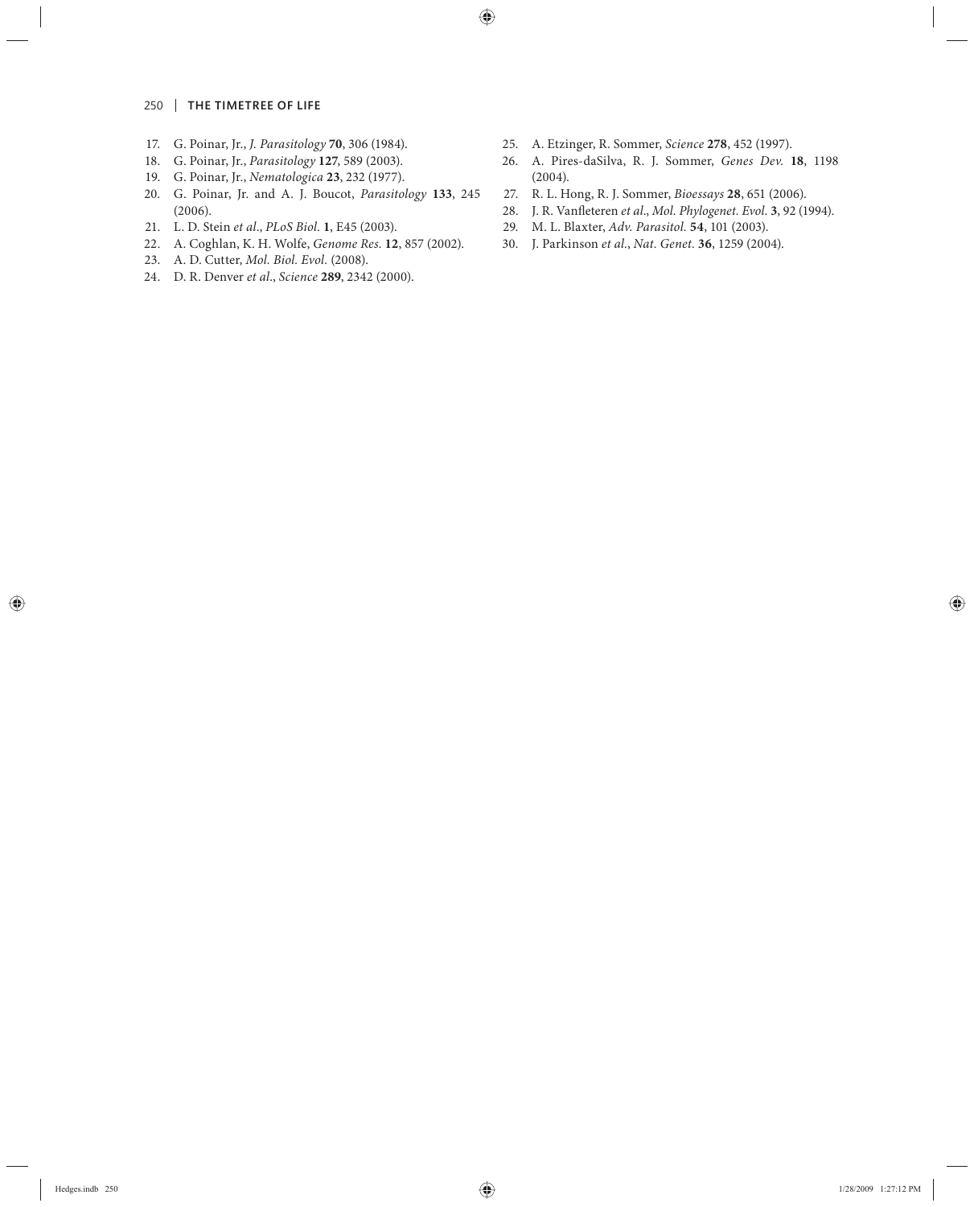17. G. Poinar, Jr., *J. Parasitology* **70**, 306 (1984).
18. G. Poinar, Jr., *Parasitology* **127**, 589 (2003).
19. G. Poinar, Jr., *Nematologica* **23**, 232 (1977).
20. G. Poinar, Jr. and A. J. Boucot, *Parasitology* **133**, 245 (2006).
21. L. D. Stein *et al*., *PLoS Biol*. **1**, E45 (2003).
22. A. Coghlan, K. H. Wolfe, *Genome Res*. **12**, 857 (2002).
23. A. D. Cutter, *Mol. Biol. Evol*. (2008).
24. D. R. Denver *et al*., *Science* **289**, 2342 (2000).
25. A. Etzinger, R. Sommer, *Science* **278**, 452 (1997).
26. A. Pires-daSilva, R. J. Sommer, *Genes Dev*. **18**, 1198 (2004).
27. R. L. Hong, R. J. Sommer, *Bioessays* **28**, 651 (2006).
28. J. R. Vanfleteren *et al*., *Mol. Phylogenet. Evol*. **3**, 92 (1994).
29. M. L. Blaxter, *Adv. Parasitol*. **54**, 101 (2003).
30. J. Parkinson *et al*., *Nat. Genet*. **36**, 1259 (2004).